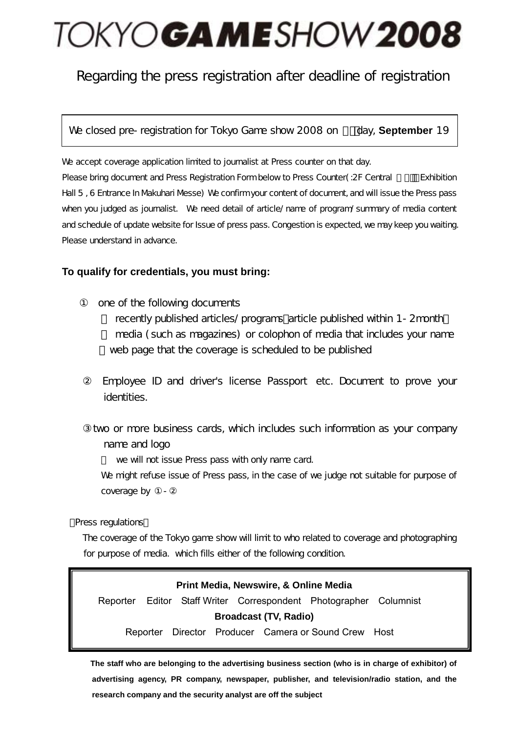# TOKYO GAME SHOW 2008

## Regarding the press registration after deadline of registration

We closed pre- registration for Tokyo Game show 2008 on ［］day, **September** 19

We accept coverage application limited to journalist at Press counter on that day.
Please bring document and Press Registration Form below to Press Counter( :2F Central ［］［］ Exhibition Hall 5 , 6 Entrance In Makuhari Messe) We confirm your content of document, and will issue the Press pass when you judged as journalist. We need detail of article/ name of program/ summary of media content and schedule of update website for Issue of press pass. Congestion is expected, we may keep you waiting. Please understand in advance.

**To qualify for credentials, you must bring:**

① one of the following documents
- recently published articles/ programs（article published within 1- 2month）
- media ( such as magazines) or colophon of media that includes your name
- web page that the coverage is scheduled to be published

② Employee ID and driver's license Passport etc. Document to prove your identities.

③ two or more business cards, which includes such information as your company name and logo
- we will not issue Press pass with only name card.

We might refuse issue of Press pass, in the case of we judge not suitable for purpose of coverage by ①- ②

【Press regulations】

The coverage of the Tokyo game show will limit to who related to coverage and photographing for purpose of media. which fills either of the following condition.

**Print Media, Newswire, & Online Media**

Reporter Editor Staff Writer Correspondent Photographer Columnist

**Broadcast (TV, Radio)**

Reporter Director Producer Camera or Sound Crew Host

**The staff who are belonging to the advertising business section (who is in charge of exhibitor) of advertising agency, PR company, newspaper, publisher, and television/radio station, and the research company and the security analyst are off the subject**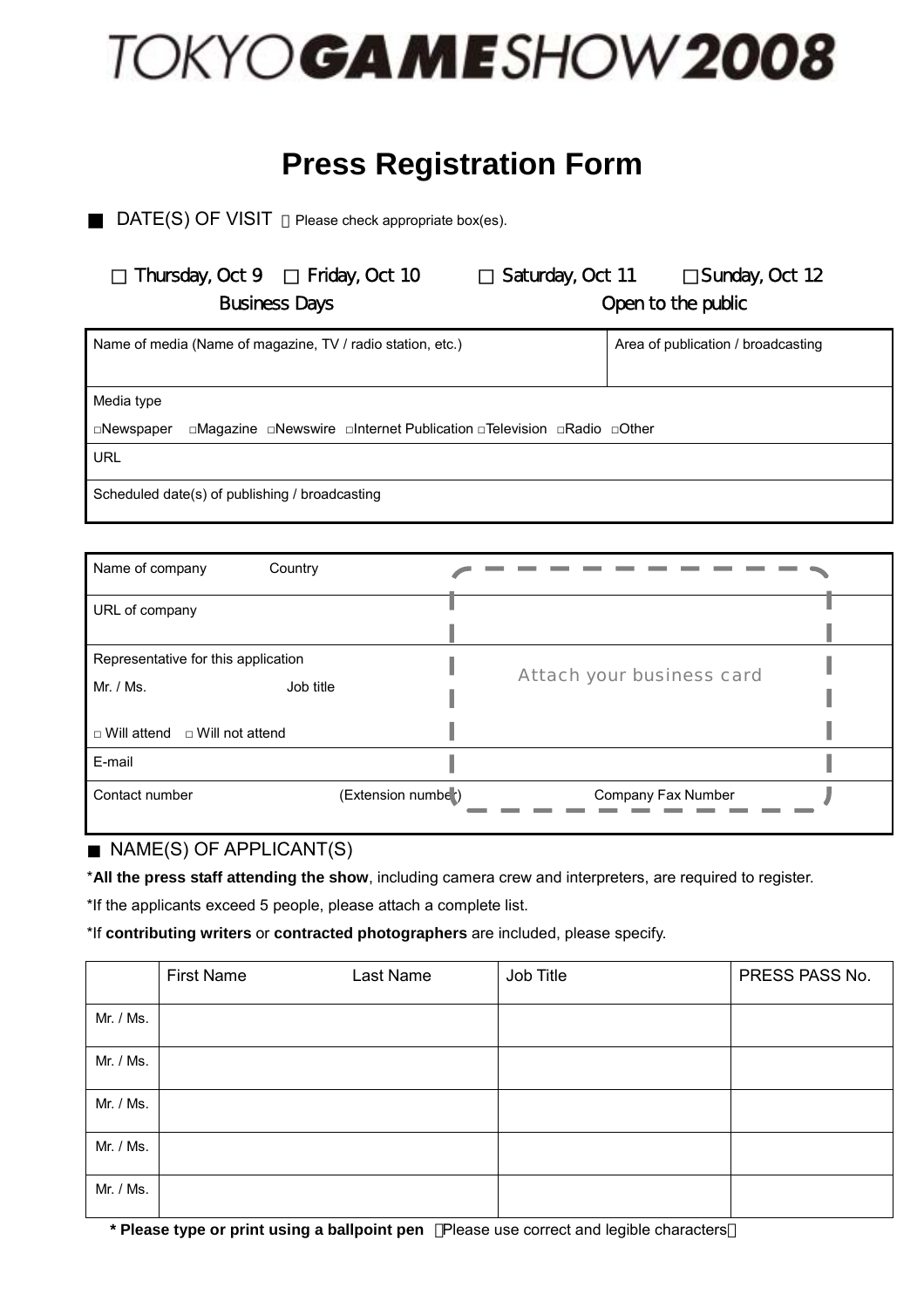# TOKYO GAME SHOW 2008

## Press Registration Form

■ DATE(S) OF VISIT （Please check appropriate box(es).

□ Thursday, Oct 9 □ Friday, Oct 10 □ Saturday, Oct 11 □Sunday, Oct 12

Business Days — Open to the public

| | |
|---|---|
| Name of media (Name of magazine, TV / radio station, etc.) | Area of publication / broadcasting |
| Media type<br>□Newspaper □Magazine □Newswire □Internet Publication □Television □Radio □Other | |
| URL | |
| Scheduled date(s) of publishing / broadcasting | |

| | |
|---|---|
| Name of company Country | Attach your business card |
| URL of company | |
| Representative for this application<br>Mr. / Ms. Job title<br>□ Will attend □ Will not attend | |
| E-mail | |
| Contact number (Extension number) | Company Fax Number |

■ NAME(S) OF APPLICANT(S)

*​**All the press staff attending the show**, including camera crew and interpreters, are required to register.

*If the applicants exceed 5 people, please attach a complete list.

*If **contributing writers** or **contracted photographers** are included, please specify.

| | First Name Last Name | Job Title | PRESS PASS No. |
|---|---|---|---|
| Mr. / Ms. | | | |
| Mr. / Ms. | | | |
| Mr. / Ms. | | | |
| Mr. / Ms. | | | |
| Mr. / Ms. | | | |

**\* Please type or print using a ballpoint pen** （Please use correct and legible characters）